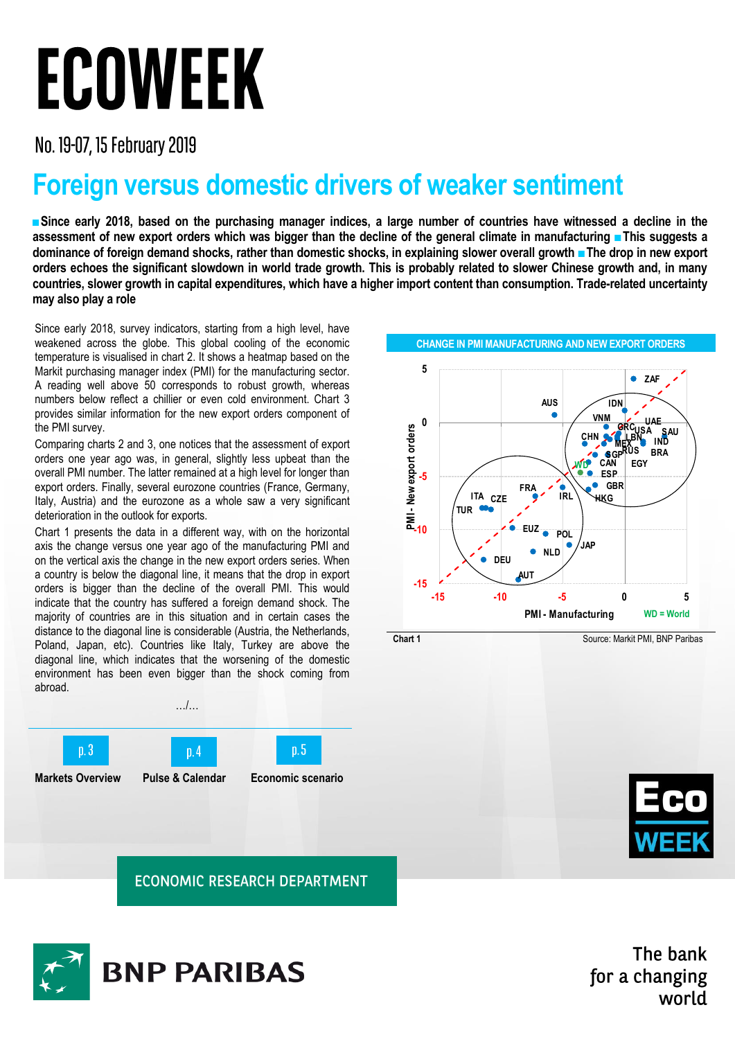# ECOWEEK

No. 19-07, 15 February 2019

## Foreign versus domestic drivers of weaker sentiment

**■ Since early 2018, based on the purchasing manager indices, a large number of countries have witnessed a decline in the assessment of new export orders which was bigger than the decline of the general climate in manufacturing ■ This suggests a dominance of foreign demand shocks, rather than domestic shocks, in explaining slower overall growth ■ The drop in new export orders echoes the significant slowdown in world trade growth. This is probably related to slower Chinese growth and, in many countries, slower growth in capital expenditures, which have a higher import content than consumption. Trade-related uncertainty may also play a role**

Since early 2018, survey indicators, starting from a high level, have weakened across the globe. This global cooling of the economic temperature is visualised in chart 2. It shows a heatmap based on the Markit purchasing manager index (PMI) for the manufacturing sector. A reading well above 50 corresponds to robust growth, whereas numbers below reflect a chillier or even cold environment. Chart 3 provides similar information for the new export orders component of the PMI survey.

Comparing charts 2 and 3, one notices that the assessment of export orders one year ago was, in general, slightly less upbeat than the overall PMI number. The latter remained at a high level for longer than export orders. Finally, several eurozone countries (France, Germany, Italy, Austria) and the eurozone as a whole saw a very significant deterioration in the outlook for exports.

Chart 1 presents the data in a different way, with on the horizontal axis the change versus one year ago of the manufacturing PMI and on the vertical axis the change in the new export orders series. When a country is below the diagonal line, it means that the drop in export orders is bigger than the decline of the overall PMI. This would indicate that the country has suffered a foreign demand shock. The majority of countries are in this situation and in certain cases the distance to the diagonal line is considerable (Austria, the Netherlands, Poland, Japan, etc). Countries like Italy, Turkey are above the diagonal line, which indicates that the worsening of the domestic environment has been even bigger than the shock coming from abroad.

.../...

**CHANGE IN PMI MANUFACTURING AND NEW EXPORT ORDERS**

Chart 1 — Source: Markit PMI, BNP Paribas

p.3 Markets Overview | p.4 Pulse & Calendar | p.5 Economic scenario

ECONOMIC RESEARCH DEPARTMENT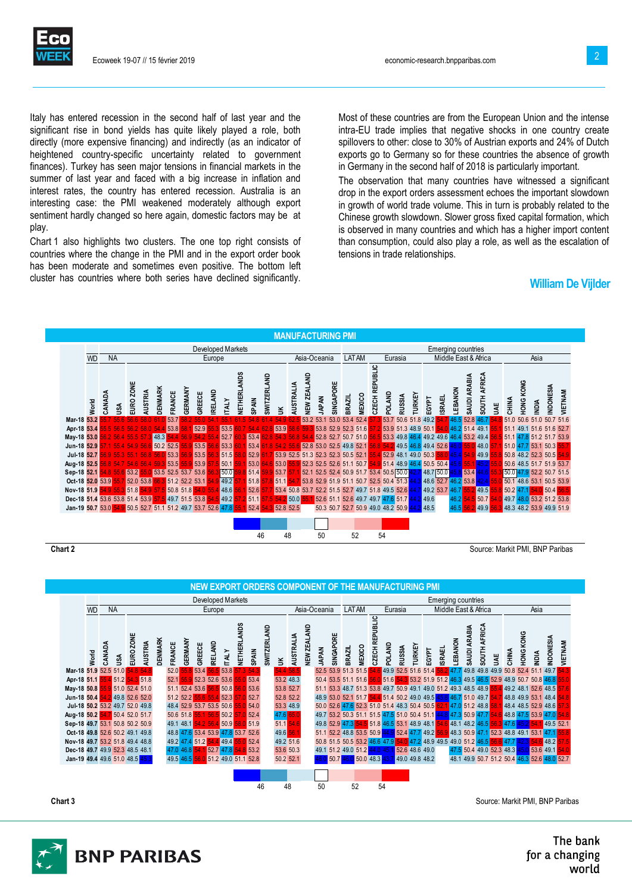Italy has entered recession in the second half of last year and the significant rise in bond yields has quite likely played a role, both directly (more expensive financing) and indirectly (as an indicator of heightened country-specific uncertainty related to government finances). Turkey has seen major tensions in financial markets in the summer of last year and faced with a big increase in inflation and interest rates, the country has entered recession. Australia is an interesting case: the PMI weakened moderately although export sentiment hardly changed so here again, domestic factors may be at play.

Chart 1 also highlights two clusters. The one top right consists of countries where the change in the PMI and in the export order book has been moderate and sometimes even positive. The bottom left cluster has countries where both series have declined significantly.

Most of these countries are from the European Union and the intense intra-EU trade implies that negative shocks in one country create spillovers to other: close to 30% of Austrian exports and 24% of Dutch exports go to Germany so for these countries the absence of growth in Germany in the second half of 2018 is particularly important.

The observation that many countries have witnessed a significant drop in the export orders assessment echoes the important slowdown in growth of world trade volume. This in turn is probably related to the Chinese growth slowdown. Slower gross fixed capital formation, which is observed in many countries and which has a higher import content than consumption, could also play a role, as well as the escalation of tensions in trade relationships.

**William De Vijlder**

MANUFACTURING PMI

Developed Markets | Emerging countries

WD | NA | Europe | Asia-Oceania | LATAM | Eurasia | Middle East & Africa | Asia

World, CANADA, USA, EURO ZONE, AUSTRIA, DENMARK, FRANCE, GERMANY, GREECE, IRELAND, ITALY, NETHERLANDS, SPAIN, SWITZERLAND, UK, AUSTRALIA, NEW ZEALAND, JAPAN, SINGAPORE, BRAZIL, MEXICO, CZECH REPUBLIC, POLAND, RUSSIA, TURKEY, EGYPT, ISRAEL, LEBANON, SAUDI ARABIA, SOUTH AFRICA, UAE, CHINA, HONG KONG, INDIA, INDONESIA, VIETNAM

Mar-18, Apr-18, May-18, Jun-18, Jul-18, Aug-18, Sep-18, Oct-18, Nov-18, Dec-18, Jan-19

46 48 50 52 54

Chart 2

Source: Markit PMI, BNP Paribas

NEW EXPORT ORDERS COMPONENT OF THE MANUFACTURING PMI

Developed Markets | Emerging countries

WD | NA | Europe | Asia-Oceania | LATAM | Eurasia | Middle East & Africa | Asia

World, CANADA, USA, EURO ZONE, AUSTRIA, DENMARK, FRANCE, GERMANY, GREECE, IRELAND, ITALY, NETHERLANDS, SPAIN, SWITZERLAND, UK, AUSTRALIA, NEW ZEALAND, JAPAN, SINGAPORE, BRAZIL, MEXICO, CZECH REPUBLIC, POLAND, RUSSIA, TURKEY, EGYPT, ISRAEL, LEBANON, SAUDI ARABIA, SOUTH AFRICA, UAE, CHINA, HONG KONG, INDIA, INDONESIA, VIETNAM

Mar-18, Apr-18, May-18, Jun-18, Jul-18, Aug-18, Sep-18, Oct-18, Nov-18, Dec-18, Jan-19

46 48 50 52 54

Chart 3

Source: Markit PMI, BNP Paribas